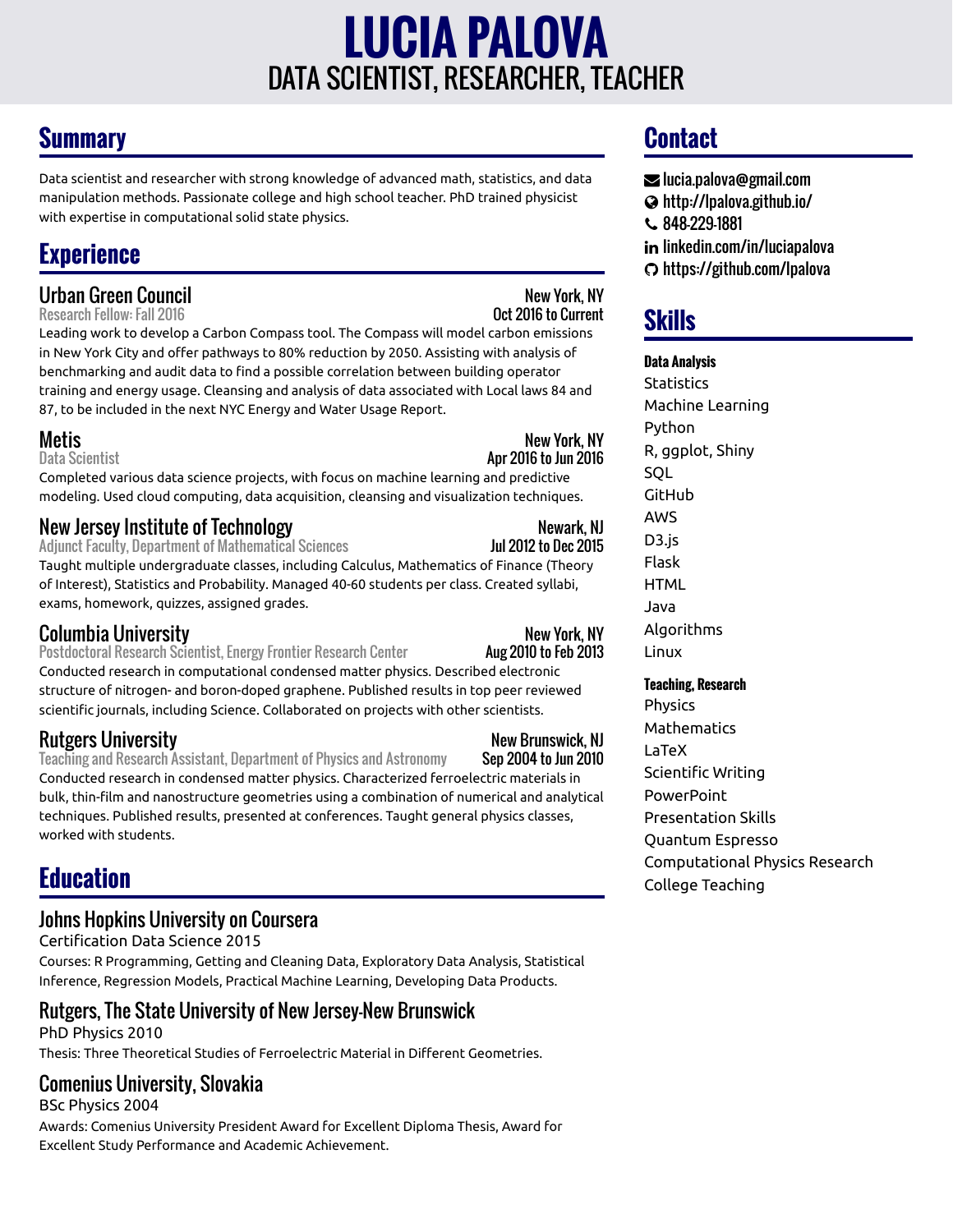# LUCIA PALOVA

DATA SCIENTIST, RESEARCHER, TEACHER

## Summary

Data scientist and researcher with strong knowledge of advanced math, statistics, and data manipulation methods. Passionate college and high school teacher. PhD trained physicist with expertise in computational solid state physics.

## Experience

### Urban Green Council — New York, NY

Research Fellow: Fall 2016 — Oct 2016 to Current

Leading work to develop a Carbon Compass tool. The Compass will model carbon emissions in New York City and offer pathways to 80% reduction by 2050. Assisting with analysis of benchmarking and audit data to find a possible correlation between building operator training and energy usage. Cleansing and analysis of data associated with Local laws 84 and 87, to be included in the next NYC Energy and Water Usage Report.

### Metis — New York, NY

Data Scientist — Apr 2016 to Jun 2016

Completed various data science projects, with focus on machine learning and predictive modeling. Used cloud computing, data acquisition, cleansing and visualization techniques.

### New Jersey Institute of Technology — Newark, NJ

Adjunct Faculty, Department of Mathematical Sciences — Jul 2012 to Dec 2015

Taught multiple undergraduate classes, including Calculus, Mathematics of Finance (Theory of Interest), Statistics and Probability. Managed 40-60 students per class. Created syllabi, exams, homework, quizzes, assigned grades.

### Columbia University — New York, NY

Postdoctoral Research Scientist, Energy Frontier Research Center — Aug 2010 to Feb 2013

Conducted research in computational condensed matter physics. Described electronic structure of nitrogen- and boron-doped graphene. Published results in top peer reviewed scientific journals, including Science. Collaborated on projects with other scientists.

### Rutgers University — New Brunswick, NJ

Teaching and Research Assistant, Department of Physics and Astronomy — Sep 2004 to Jun 2010

Conducted research in condensed matter physics. Characterized ferroelectric materials in bulk, thin-film and nanostructure geometries using a combination of numerical and analytical techniques. Published results, presented at conferences. Taught general physics classes, worked with students.

## Education

### Johns Hopkins University on Coursera

Certification Data Science 2015

Courses: R Programming, Getting and Cleaning Data, Exploratory Data Analysis, Statistical Inference, Regression Models, Practical Machine Learning, Developing Data Products.

### Rutgers, The State University of New Jersey-New Brunswick

PhD Physics 2010

Thesis: Three Theoretical Studies of Ferroelectric Material in Different Geometries.

### Comenius University, Slovakia

BSc Physics 2004

Awards: Comenius University President Award for Excellent Diploma Thesis, Award for Excellent Study Performance and Academic Achievement.

## Contact

- lucia.palova@gmail.com
- http://lpalova.github.io/
- 848-229-1881
- linkedin.com/in/luciapalova
- https://github.com/lpalova

## Skills

**Data Analysis**

- Statistics
- Machine Learning
- Python
- R, ggplot, Shiny
- SQL
- GitHub
- AWS
- D3.js
- Flask
- HTML
- Java
- Algorithms
- Linux

**Teaching, Research**

- Physics
- Mathematics
- LaTeX
- Scientific Writing
- PowerPoint
- Presentation Skills
- Quantum Espresso
- Computational Physics Research
- College Teaching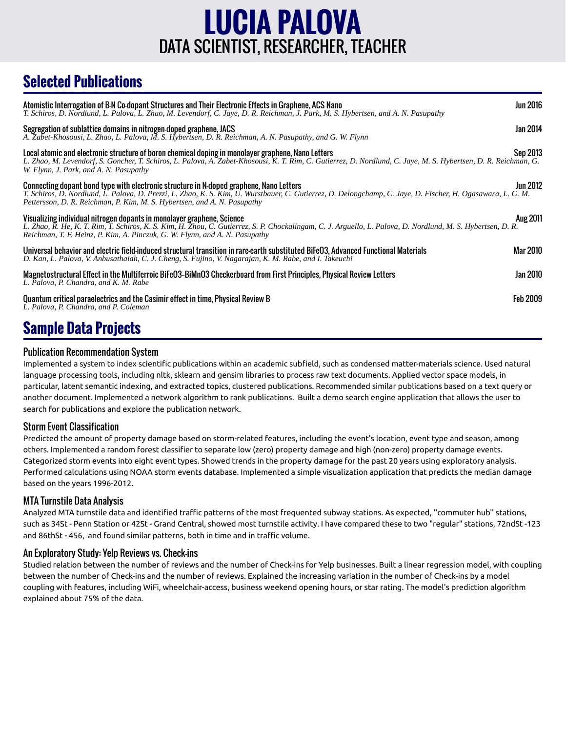# LUCIA PALOVA

DATA SCIENTIST, RESEARCHER, TEACHER

## Selected Publications

**Atomistic Interrogation of B-N Co-dopant Structures and Their Electronic Effects in Graphene, ACS Nano** — Jun 2016
*T. Schiros, D. Nordlund, L. Palova, L. Zhao, M. Levendorf, C. Jaye, D. R. Reichman, J. Park, M. S. Hybertsen, and A. N. Pasupathy*

**Segregation of sublattice domains in nitrogen-doped graphene, JACS** — Jan 2014
*A. Zabet-Khosousi, L. Zhao, L. Palova, M. S. Hybertsen, D. R. Reichman, A. N. Pasupathy, and G. W. Flynn*

**Local atomic and electronic structure of boron chemical doping in monolayer graphene, Nano Letters** — Sep 2013
*L. Zhao, M. Levendorf, S. Goncher, T. Schiros, L. Palova, A. Zabet-Khosousi, K. T. Rim, C. Gutierrez, D. Nordlund, C. Jaye, M. S. Hybertsen, D. R. Reichman, G. W. Flynn, J. Park, and A. N. Pasupathy*

**Connecting dopant bond type with electronic structure in N-doped graphene, Nano Letters** — Jun 2012
*T. Schiros, D. Nordlund, L. Palova, D. Prezzi, L. Zhao, K. S. Kim, U. Wurstbauer, C. Gutierrez, D. Delongchamp, C. Jaye, D. Fischer, H. Ogasawara, L. G. M. Pettersson, D. R. Reichman, P. Kim, M. S. Hybertsen, and A. N. Pasupathy*

**Visualizing individual nitrogen dopants in monolayer graphene, Science** — Aug 2011
*L. Zhao, R. He, K. T. Rim, T. Schiros, K. S. Kim, H. Zhou, C. Gutierrez, S. P. Chockalingam, C. J. Arguello, L. Palova, D. Nordlund, M. S. Hybertsen, D. R. Reichman, T. F. Heinz, P. Kim, A. Pinczuk, G. W. Flynn, and A. N. Pasupathy*

**Universal behavior and electric field-induced structural transition in rare-earth substituted BiFeO3, Advanced Functional Materials** — Mar 2010
*D. Kan, L. Palova, V. Anbusathaiah, C. J. Cheng, S. Fujino, V. Nagarajan, K. M. Rabe, and I. Takeuchi*

**Magnetostructural Effect in the Multiferroic BiFeO3-BiMnO3 Checkerboard from First Principles, Physical Review Letters** — Jan 2010
*L. Palova, P. Chandra, and K. M. Rabe*

**Quantum critical paraelectrics and the Casimir effect in time, Physical Review B** — Feb 2009
*L. Palova, P. Chandra, and P. Coleman*

## Sample Data Projects

### Publication Recommendation System

Implemented a system to index scientific publications within an academic subfield, such as condensed matter-materials science. Used natural language processing tools, including nltk, sklearn and gensim libraries to process raw text documents. Applied vector space models, in particular, latent semantic indexing, and extracted topics, clustered publications. Recommended similar publications based on a text query or another document. Implemented a network algorithm to rank publications. Built a demo search engine application that allows the user to search for publications and explore the publication network.

### Storm Event Classification

Predicted the amount of property damage based on storm-related features, including the event's location, event type and season, among others. Implemented a random forest classifier to separate low (zero) property damage and high (non-zero) property damage events. Categorized storm events into eight event types. Showed trends in the property damage for the past 20 years using exploratory analysis. Performed calculations using NOAA storm events database. Implemented a simple visualization application that predicts the median damage based on the years 1996-2012.

### MTA Turnstile Data Analysis

Analyzed MTA turnstile data and identified traffic patterns of the most frequented subway stations. As expected, ''commuter hub'' stations, such as 34St - Penn Station or 42St - Grand Central, showed most turnstile activity. I have compared these to two "regular" stations, 72ndSt -123 and 86thSt - 456, and found similar patterns, both in time and in traffic volume.

### An Exploratory Study: Yelp Reviews vs. Check-ins

Studied relation between the number of reviews and the number of Check-ins for Yelp businesses. Built a linear regression model, with coupling between the number of Check-ins and the number of reviews. Explained the increasing variation in the number of Check-ins by a model coupling with features, including WiFi, wheelchair-access, business weekend opening hours, or star rating. The model's prediction algorithm explained about 75% of the data.